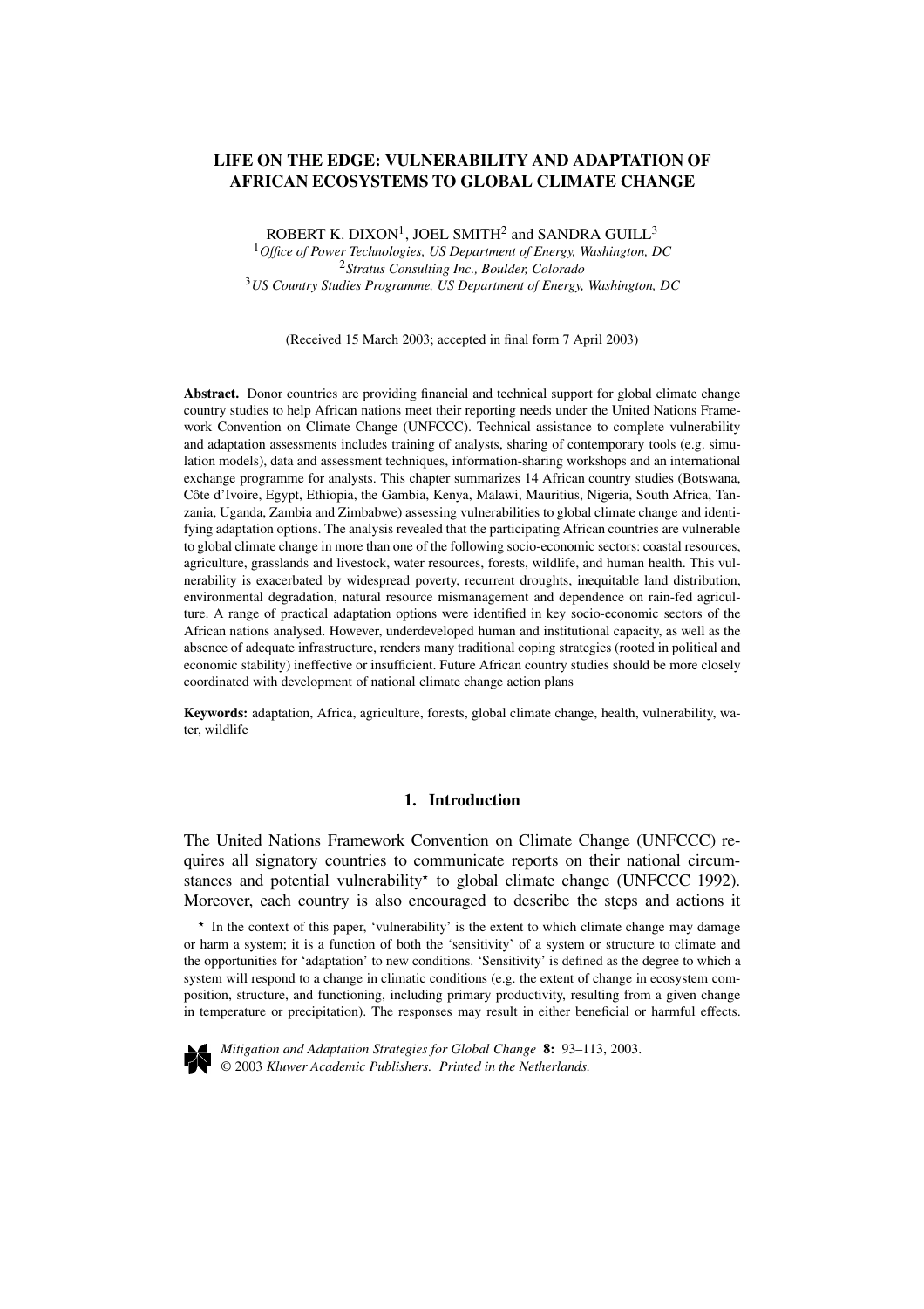# LIFE ON THE EDGE: VULNERABILITY AND ADAPTATION OF AFRICAN ECOSYSTEMS TO GLOBAL CLIMATE CHANGE

ROBERT K. DIXON[1], JOEL SMITH[2] and SANDRA GUILL[3]

[1] *Office of Power Technologies, US Department of Energy, Washington, DC*
[2] *Stratus Consulting Inc., Boulder, Colorado*
[3] *US Country Studies Programme, US Department of Energy, Washington, DC*

(Received 15 March 2003; accepted in final form 7 April 2003)

**Abstract.** Donor countries are providing financial and technical support for global climate change country studies to help African nations meet their reporting needs under the United Nations Framework Convention on Climate Change (UNFCCC). Technical assistance to complete vulnerability and adaptation assessments includes training of analysts, sharing of contemporary tools (e.g. simulation models), data and assessment techniques, information-sharing workshops and an international exchange programme for analysts. This chapter summarizes 14 African country studies (Botswana, Côte d'Ivoire, Egypt, Ethiopia, the Gambia, Kenya, Malawi, Mauritius, Nigeria, South Africa, Tanzania, Uganda, Zambia and Zimbabwe) assessing vulnerabilities to global climate change and identifying adaptation options. The analysis revealed that the participating African countries are vulnerable to global climate change in more than one of the following socio-economic sectors: coastal resources, agriculture, grasslands and livestock, water resources, forests, wildlife, and human health. This vulnerability is exacerbated by widespread poverty, recurrent droughts, inequitable land distribution, environmental degradation, natural resource mismanagement and dependence on rain-fed agriculture. A range of practical adaptation options were identified in key socio-economic sectors of the African nations analysed. However, underdeveloped human and institutional capacity, as well as the absence of adequate infrastructure, renders many traditional coping strategies (rooted in political and economic stability) ineffective or insufficient. Future African country studies should be more closely coordinated with development of national climate change action plans

**Keywords:** adaptation, Africa, agriculture, forests, global climate change, health, vulnerability, water, wildlife

## 1. Introduction

The United Nations Framework Convention on Climate Change (UNFCCC) requires all signatory countries to communicate reports on their national circumstances and potential vulnerability* to global climate change (UNFCCC 1992). Moreover, each country is also encouraged to describe the steps and actions it

* In the context of this paper, 'vulnerability' is the extent to which climate change may damage or harm a system; it is a function of both the 'sensitivity' of a system or structure to climate and the opportunities for 'adaptation' to new conditions. 'Sensitivity' is defined as the degree to which a system will respond to a change in climatic conditions (e.g. the extent of change in ecosystem composition, structure, and functioning, including primary productivity, resulting from a given change in temperature or precipitation). The responses may result in either beneficial or harmful effects.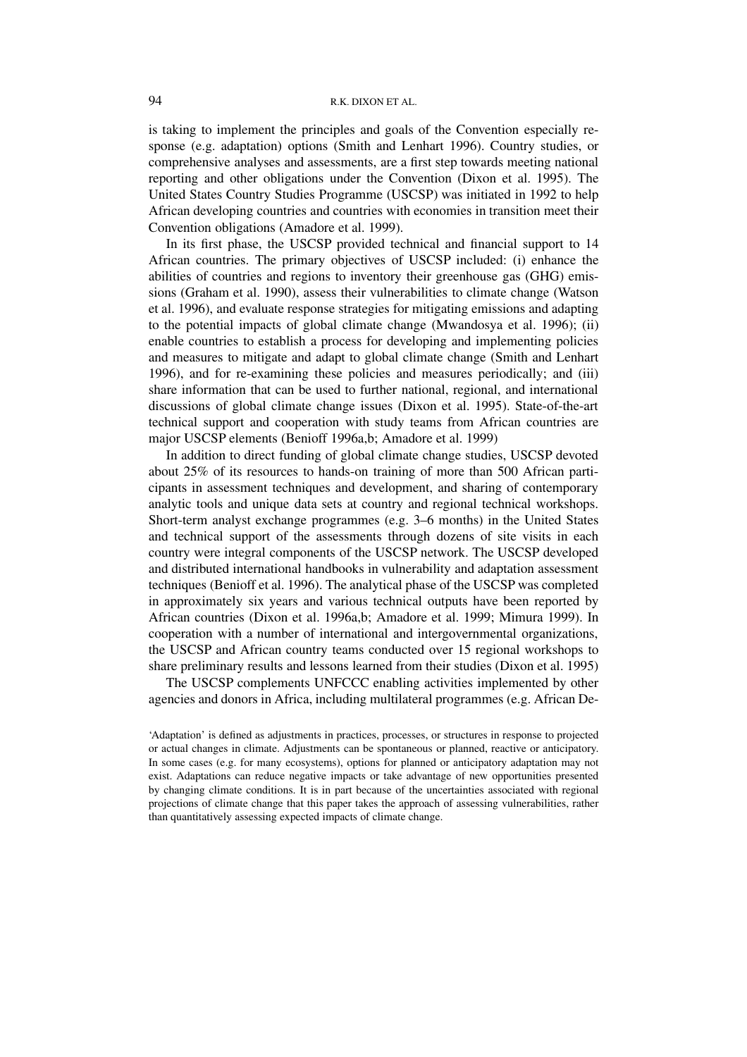is taking to implement the principles and goals of the Convention especially response (e.g. adaptation) options (Smith and Lenhart 1996). Country studies, or comprehensive analyses and assessments, are a first step towards meeting national reporting and other obligations under the Convention (Dixon et al. 1995). The United States Country Studies Programme (USCSP) was initiated in 1992 to help African developing countries and countries with economies in transition meet their Convention obligations (Amadore et al. 1999).

In its first phase, the USCSP provided technical and financial support to 14 African countries. The primary objectives of USCSP included: (i) enhance the abilities of countries and regions to inventory their greenhouse gas (GHG) emissions (Graham et al. 1990), assess their vulnerabilities to climate change (Watson et al. 1996), and evaluate response strategies for mitigating emissions and adapting to the potential impacts of global climate change (Mwandosya et al. 1996); (ii) enable countries to establish a process for developing and implementing policies and measures to mitigate and adapt to global climate change (Smith and Lenhart 1996), and for re-examining these policies and measures periodically; and (iii) share information that can be used to further national, regional, and international discussions of global climate change issues (Dixon et al. 1995). State-of-the-art technical support and cooperation with study teams from African countries are major USCSP elements (Benioff 1996a,b; Amadore et al. 1999)

In addition to direct funding of global climate change studies, USCSP devoted about 25% of its resources to hands-on training of more than 500 African participants in assessment techniques and development, and sharing of contemporary analytic tools and unique data sets at country and regional technical workshops. Short-term analyst exchange programmes (e.g. 3–6 months) in the United States and technical support of the assessments through dozens of site visits in each country were integral components of the USCSP network. The USCSP developed and distributed international handbooks in vulnerability and adaptation assessment techniques (Benioff et al. 1996). The analytical phase of the USCSP was completed in approximately six years and various technical outputs have been reported by African countries (Dixon et al. 1996a,b; Amadore et al. 1999; Mimura 1999). In cooperation with a number of international and intergovernmental organizations, the USCSP and African country teams conducted over 15 regional workshops to share preliminary results and lessons learned from their studies (Dixon et al. 1995)

The USCSP complements UNFCCC enabling activities implemented by other agencies and donors in Africa, including multilateral programmes (e.g. African De-

'Adaptation' is defined as adjustments in practices, processes, or structures in response to projected or actual changes in climate. Adjustments can be spontaneous or planned, reactive or anticipatory. In some cases (e.g. for many ecosystems), options for planned or anticipatory adaptation may not exist. Adaptations can reduce negative impacts or take advantage of new opportunities presented by changing climate conditions. It is in part because of the uncertainties associated with regional projections of climate change that this paper takes the approach of assessing vulnerabilities, rather than quantitatively assessing expected impacts of climate change.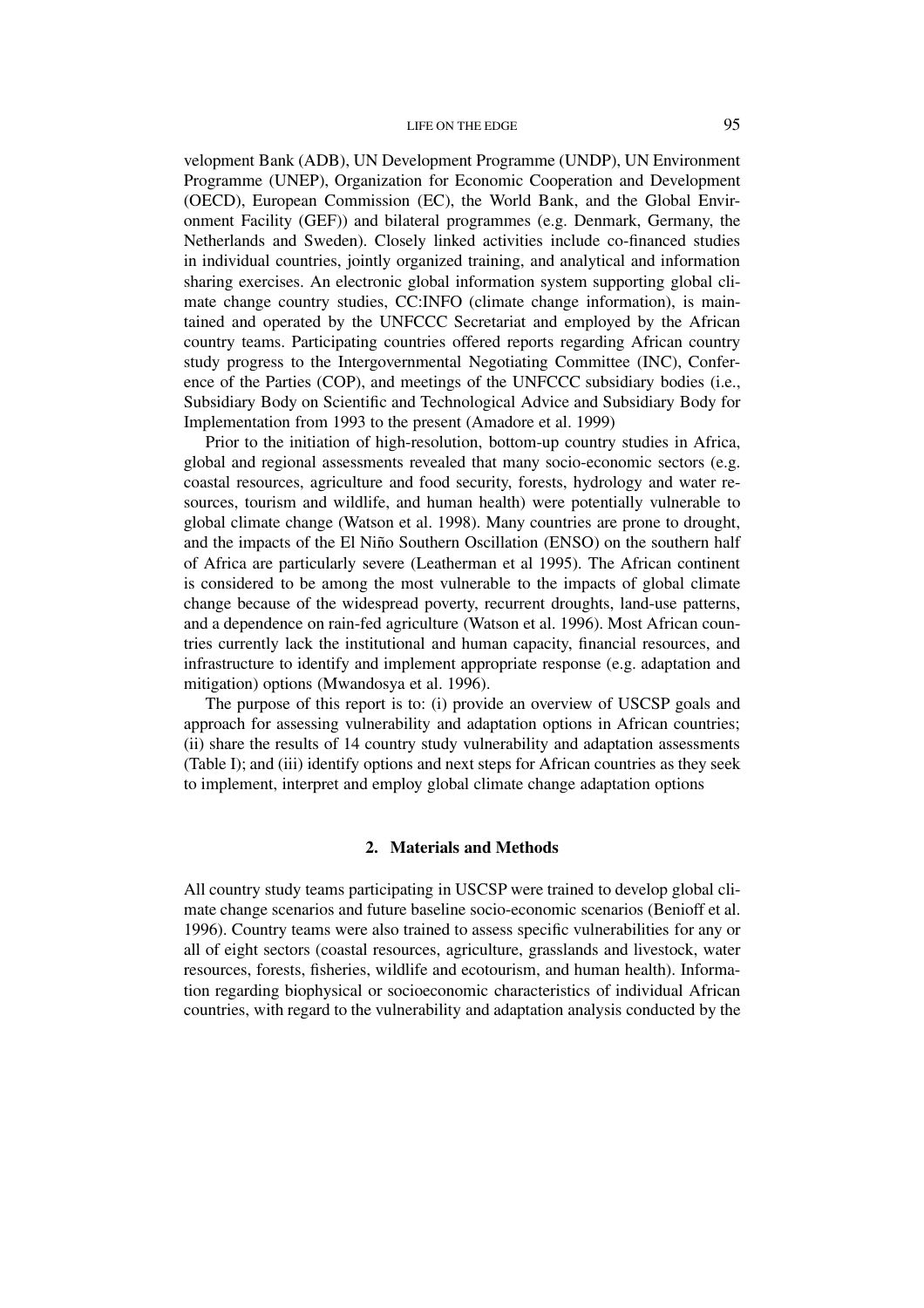velopment Bank (ADB), UN Development Programme (UNDP), UN Environment Programme (UNEP), Organization for Economic Cooperation and Development (OECD), European Commission (EC), the World Bank, and the Global Environment Facility (GEF)) and bilateral programmes (e.g. Denmark, Germany, the Netherlands and Sweden). Closely linked activities include co-financed studies in individual countries, jointly organized training, and analytical and information sharing exercises. An electronic global information system supporting global climate change country studies, CC:INFO (climate change information), is maintained and operated by the UNFCCC Secretariat and employed by the African country teams. Participating countries offered reports regarding African country study progress to the Intergovernmental Negotiating Committee (INC), Conference of the Parties (COP), and meetings of the UNFCCC subsidiary bodies (i.e., Subsidiary Body on Scientific and Technological Advice and Subsidiary Body for Implementation from 1993 to the present (Amadore et al. 1999)

Prior to the initiation of high-resolution, bottom-up country studies in Africa, global and regional assessments revealed that many socio-economic sectors (e.g. coastal resources, agriculture and food security, forests, hydrology and water resources, tourism and wildlife, and human health) were potentially vulnerable to global climate change (Watson et al. 1998). Many countries are prone to drought, and the impacts of the El Niño Southern Oscillation (ENSO) on the southern half of Africa are particularly severe (Leatherman et al 1995). The African continent is considered to be among the most vulnerable to the impacts of global climate change because of the widespread poverty, recurrent droughts, land-use patterns, and a dependence on rain-fed agriculture (Watson et al. 1996). Most African countries currently lack the institutional and human capacity, financial resources, and infrastructure to identify and implement appropriate response (e.g. adaptation and mitigation) options (Mwandosya et al. 1996).

The purpose of this report is to: (i) provide an overview of USCSP goals and approach for assessing vulnerability and adaptation options in African countries; (ii) share the results of 14 country study vulnerability and adaptation assessments (Table I); and (iii) identify options and next steps for African countries as they seek to implement, interpret and employ global climate change adaptation options

## 2. Materials and Methods

All country study teams participating in USCSP were trained to develop global climate change scenarios and future baseline socio-economic scenarios (Benioff et al. 1996). Country teams were also trained to assess specific vulnerabilities for any or all of eight sectors (coastal resources, agriculture, grasslands and livestock, water resources, forests, fisheries, wildlife and ecotourism, and human health). Information regarding biophysical or socioeconomic characteristics of individual African countries, with regard to the vulnerability and adaptation analysis conducted by the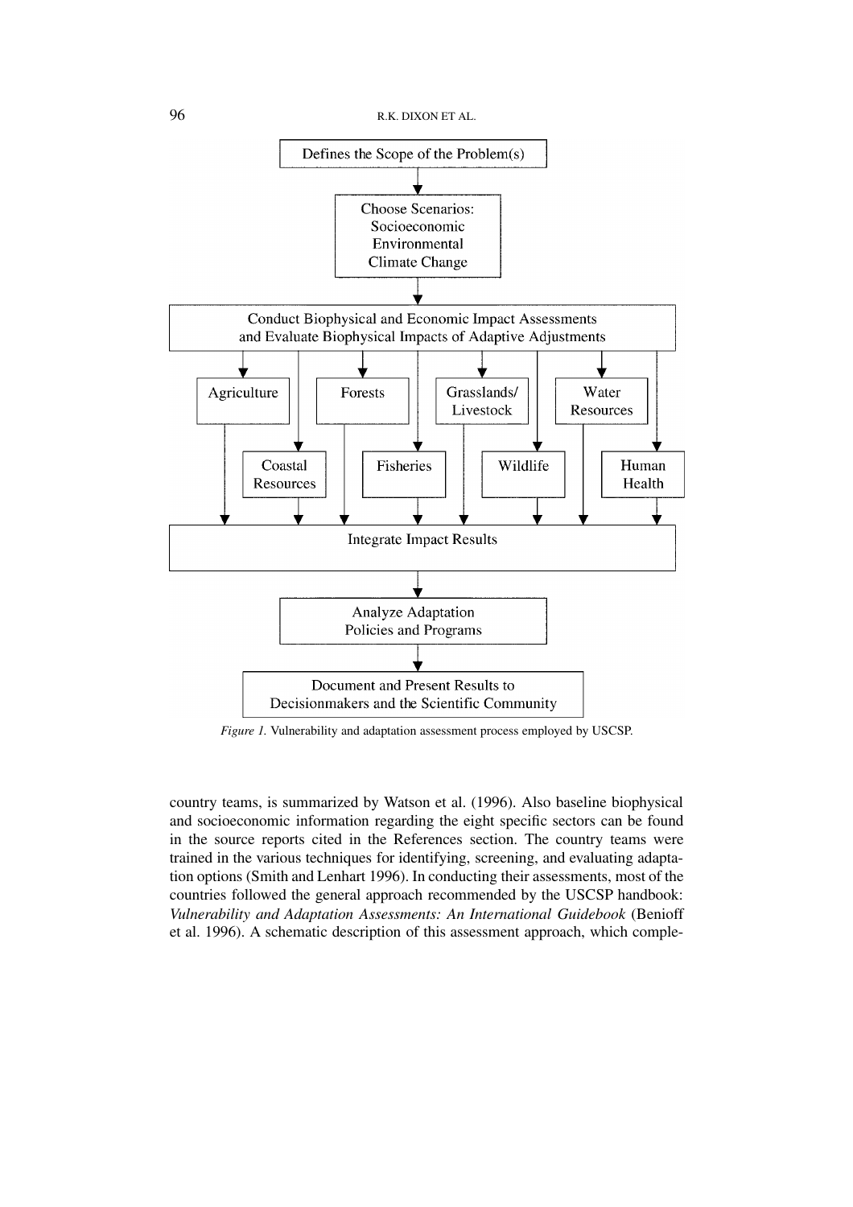Defines the Scope of the Problem(s)

Choose Scenarios:
Socioeconomic
Environmental
Climate Change

Conduct Biophysical and Economic Impact Assessments and Evaluate Biophysical Impacts of Adaptive Adjustments

Agriculture | Coastal Resources | Forests | Fisheries | Grasslands/Livestock | Wildlife | Water Resources | Human Health

Integrate Impact Results

Analyze Adaptation Policies and Programs

Document and Present Results to Decisionmakers and the Scientific Community

*Figure 1.* Vulnerability and adaptation assessment process employed by USCSP.

country teams, is summarized by Watson et al. (1996). Also baseline biophysical and socioeconomic information regarding the eight specific sectors can be found in the source reports cited in the References section. The country teams were trained in the various techniques for identifying, screening, and evaluating adaptation options (Smith and Lenhart 1996). In conducting their assessments, most of the countries followed the general approach recommended by the USCSP handbook: *Vulnerability and Adaptation Assessments: An International Guidebook* (Benioff et al. 1996). A schematic description of this assessment approach, which comple-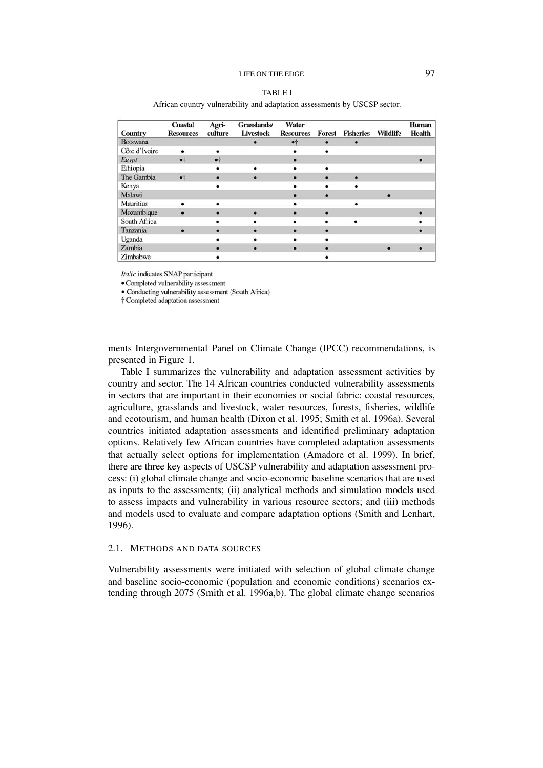TABLE I

African country vulnerability and adaptation assessments by USCSP sector.

| Country | Coastal Resources | Agri-culture | Grasslands/ Livestock | Water Resources | Forest | Fisheries | Wildlife | Human Health |
|---|---|---|---|---|---|---|---|---|
| Botswana | | | • | •† | • | • | | |
| Côte d'Ivoire | • | • | | • | • | | | |
| *Egypt* | •† | •† | | • | | | | • |
| Ethiopia | | • | • | • | • | | | |
| The Gambia | •† | • | • | • | • | • | | |
| Kenya | | • | | • | • | • | | |
| Malawi | | | | • | • | | • | |
| Mauritius | • | • | | • | | • | | |
| Mozambique | • | • | • | • | • | | | • |
| South Africa | | • | • | • | • | • | | • |
| Tanzania | • | • | • | • | • | | | • |
| Uganda | | • | • | • | • | | | |
| Zambia | | • | • | • | • | | • | • |
| Zimbabwe | | • | | | • | | | |

*Italic* indicates SNAP participant
• Completed vulnerability assessment
• Conducting vulnerability assessment (South Africa)
† Completed adaptation assessment

ments Intergovernmental Panel on Climate Change (IPCC) recommendations, is presented in Figure 1.

Table I summarizes the vulnerability and adaptation assessment activities by country and sector. The 14 African countries conducted vulnerability assessments in sectors that are important in their economies or social fabric: coastal resources, agriculture, grasslands and livestock, water resources, forests, fisheries, wildlife and ecotourism, and human health (Dixon et al. 1995; Smith et al. 1996a). Several countries initiated adaptation assessments and identified preliminary adaptation options. Relatively few African countries have completed adaptation assessments that actually select options for implementation (Amadore et al. 1999). In brief, there are three key aspects of USCSP vulnerability and adaptation assessment process: (i) global climate change and socio-economic baseline scenarios that are used as inputs to the assessments; (ii) analytical methods and simulation models used to assess impacts and vulnerability in various resource sectors; and (iii) methods and models used to evaluate and compare adaptation options (Smith and Lenhart, 1996).

### 2.1. Methods and Data Sources

Vulnerability assessments were initiated with selection of global climate change and baseline socio-economic (population and economic conditions) scenarios extending through 2075 (Smith et al. 1996a,b). The global climate change scenarios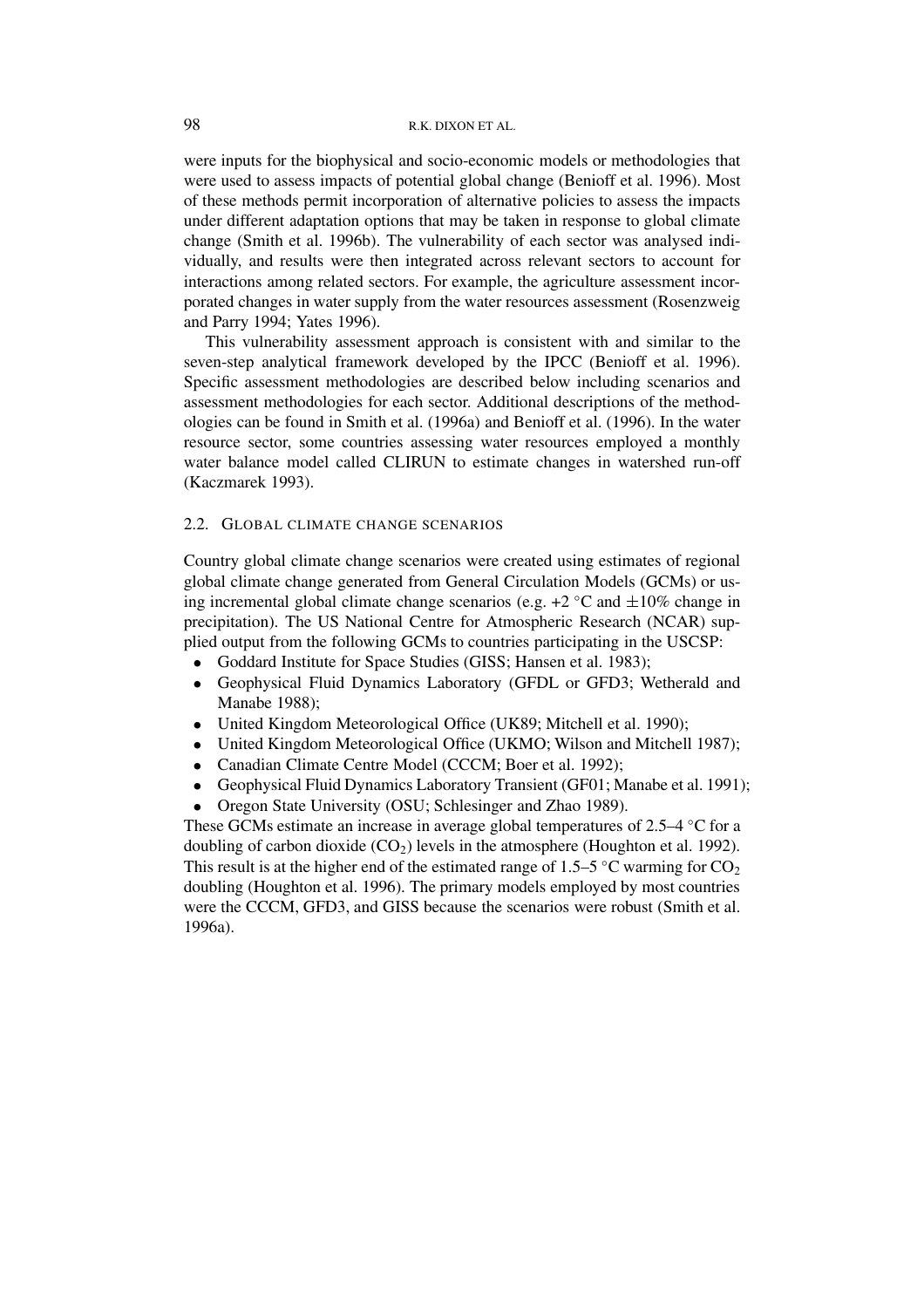were inputs for the biophysical and socio-economic models or methodologies that were used to assess impacts of potential global change (Benioff et al. 1996). Most of these methods permit incorporation of alternative policies to assess the impacts under different adaptation options that may be taken in response to global climate change (Smith et al. 1996b). The vulnerability of each sector was analysed individually, and results were then integrated across relevant sectors to account for interactions among related sectors. For example, the agriculture assessment incorporated changes in water supply from the water resources assessment (Rosenzweig and Parry 1994; Yates 1996).

This vulnerability assessment approach is consistent with and similar to the seven-step analytical framework developed by the IPCC (Benioff et al. 1996). Specific assessment methodologies are described below including scenarios and assessment methodologies for each sector. Additional descriptions of the methodologies can be found in Smith et al. (1996a) and Benioff et al. (1996). In the water resource sector, some countries assessing water resources employed a monthly water balance model called CLIRUN to estimate changes in watershed run-off (Kaczmarek 1993).

### 2.2. GLOBAL CLIMATE CHANGE SCENARIOS

Country global climate change scenarios were created using estimates of regional global climate change generated from General Circulation Models (GCMs) or using incremental global climate change scenarios (e.g. +2 °C and ±10% change in precipitation). The US National Centre for Atmospheric Research (NCAR) supplied output from the following GCMs to countries participating in the USCSP:

- Goddard Institute for Space Studies (GISS; Hansen et al. 1983);
- Geophysical Fluid Dynamics Laboratory (GFDL or GFD3; Wetherald and Manabe 1988);
- United Kingdom Meteorological Office (UK89; Mitchell et al. 1990);
- United Kingdom Meteorological Office (UKMO; Wilson and Mitchell 1987);
- Canadian Climate Centre Model (CCCM; Boer et al. 1992);
- Geophysical Fluid Dynamics Laboratory Transient (GF01; Manabe et al. 1991);
- Oregon State University (OSU; Schlesinger and Zhao 1989).

These GCMs estimate an increase in average global temperatures of 2.5–4 °C for a doubling of carbon dioxide ($CO_2$) levels in the atmosphere (Houghton et al. 1992). This result is at the higher end of the estimated range of 1.5–5 °C warming for $CO_2$ doubling (Houghton et al. 1996). The primary models employed by most countries were the CCCM, GFD3, and GISS because the scenarios were robust (Smith et al. 1996a).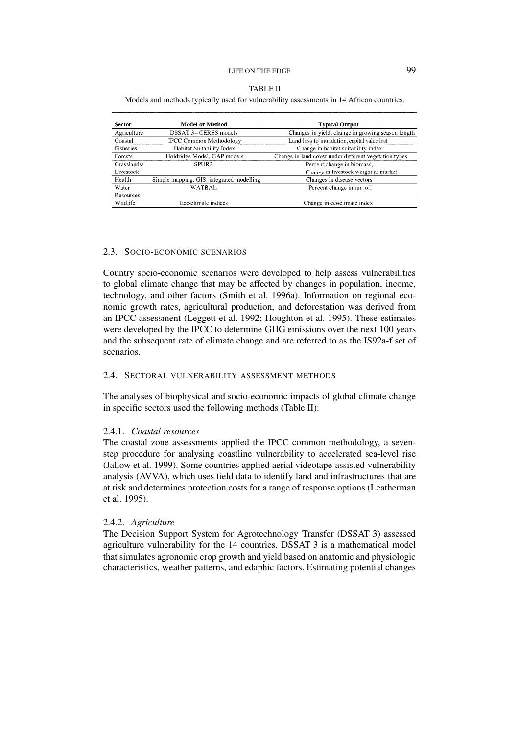TABLE II

Models and methods typically used for vulnerability assessments in 14 African countries.

| Sector | Model or Method | Typical Output |
|---|---|---|
| Agriculture | DSSAT 3 – CERES models | Changes in yield, change in growing season length |
| Coastal | IPCC Common Methodology | Land loss to inundation, capital value lost |
| Fisheries | Habitat Suitability Index | Change in habitat suitability index |
| Forests | Holdridge Model, GAP models | Change in land cover under different vegetation types |
| Grasslands/ Livestock | SPUR2 | Percent change in biomass, Change in livestock weight at market |
| Health | Simple mapping, GIS, integrated modelling | Changes in disease vectors |
| Water Resources | WATBAL | Percent change in run-off |
| Wildlife | Eco-climate indices | Change in ecoclimate index |

### 2.3. Socio-economic scenarios

Country socio-economic scenarios were developed to help assess vulnerabilities to global climate change that may be affected by changes in population, income, technology, and other factors (Smith et al. 1996a). Information on regional economic growth rates, agricultural production, and deforestation was derived from an IPCC assessment (Leggett et al. 1992; Houghton et al. 1995). These estimates were developed by the IPCC to determine GHG emissions over the next 100 years and the subsequent rate of climate change and are referred to as the IS92a-f set of scenarios.

### 2.4. Sectoral vulnerability assessment methods

The analyses of biophysical and socio-economic impacts of global climate change in specific sectors used the following methods (Table II):

#### 2.4.1. *Coastal resources*

The coastal zone assessments applied the IPCC common methodology, a seven-step procedure for analysing coastline vulnerability to accelerated sea-level rise (Jallow et al. 1999). Some countries applied aerial videotape-assisted vulnerability analysis (AVVA), which uses field data to identify land and infrastructures that are at risk and determines protection costs for a range of response options (Leatherman et al. 1995).

#### 2.4.2. *Agriculture*

The Decision Support System for Agrotechnology Transfer (DSSAT 3) assessed agriculture vulnerability for the 14 countries. DSSAT 3 is a mathematical model that simulates agronomic crop growth and yield based on anatomic and physiologic characteristics, weather patterns, and edaphic factors. Estimating potential changes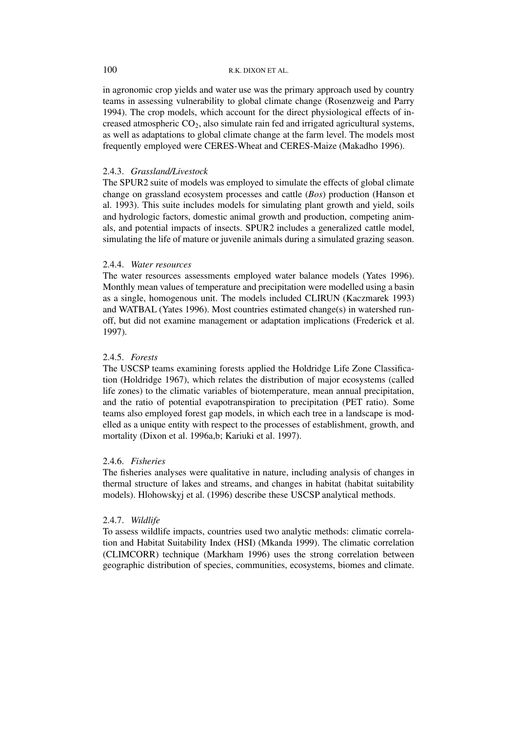in agronomic crop yields and water use was the primary approach used by country teams in assessing vulnerability to global climate change (Rosenzweig and Parry 1994). The crop models, which account for the direct physiological effects of increased atmospheric $CO_2$, also simulate rain fed and irrigated agricultural systems, as well as adaptations to global climate change at the farm level. The models most frequently employed were CERES-Wheat and CERES-Maize (Makadho 1996).

#### 2.4.3. *Grassland/Livestock*

The SPUR2 suite of models was employed to simulate the effects of global climate change on grassland ecosystem processes and cattle (*Bos*) production (Hanson et al. 1993). This suite includes models for simulating plant growth and yield, soils and hydrologic factors, domestic animal growth and production, competing animals, and potential impacts of insects. SPUR2 includes a generalized cattle model, simulating the life of mature or juvenile animals during a simulated grazing season.

#### 2.4.4. *Water resources*

The water resources assessments employed water balance models (Yates 1996). Monthly mean values of temperature and precipitation were modelled using a basin as a single, homogenous unit. The models included CLIRUN (Kaczmarek 1993) and WATBAL (Yates 1996). Most countries estimated change(s) in watershed runoff, but did not examine management or adaptation implications (Frederick et al. 1997).

#### 2.4.5. *Forests*

The USCSP teams examining forests applied the Holdridge Life Zone Classification (Holdridge 1967), which relates the distribution of major ecosystems (called life zones) to the climatic variables of biotemperature, mean annual precipitation, and the ratio of potential evapotranspiration to precipitation (PET ratio). Some teams also employed forest gap models, in which each tree in a landscape is modelled as a unique entity with respect to the processes of establishment, growth, and mortality (Dixon et al. 1996a,b; Kariuki et al. 1997).

#### 2.4.6. *Fisheries*

The fisheries analyses were qualitative in nature, including analysis of changes in thermal structure of lakes and streams, and changes in habitat (habitat suitability models). Hlohowskyj et al. (1996) describe these USCSP analytical methods.

#### 2.4.7. *Wildlife*

To assess wildlife impacts, countries used two analytic methods: climatic correlation and Habitat Suitability Index (HSI) (Mkanda 1999). The climatic correlation (CLIMCORR) technique (Markham 1996) uses the strong correlation between geographic distribution of species, communities, ecosystems, biomes and climate.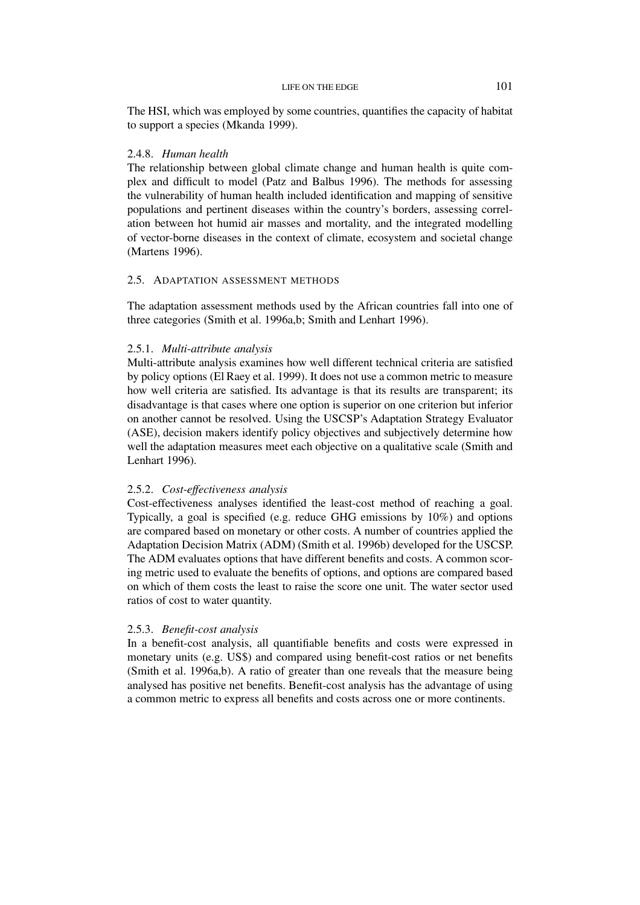The HSI, which was employed by some countries, quantifies the capacity of habitat to support a species (Mkanda 1999).

### 2.4.8. *Human health*

The relationship between global climate change and human health is quite complex and difficult to model (Patz and Balbus 1996). The methods for assessing the vulnerability of human health included identification and mapping of sensitive populations and pertinent diseases within the country's borders, assessing correlation between hot humid air masses and mortality, and the integrated modelling of vector-borne diseases in the context of climate, ecosystem and societal change (Martens 1996).

## 2.5. Adaptation assessment methods

The adaptation assessment methods used by the African countries fall into one of three categories (Smith et al. 1996a,b; Smith and Lenhart 1996).

### 2.5.1. *Multi-attribute analysis*

Multi-attribute analysis examines how well different technical criteria are satisfied by policy options (El Raey et al. 1999). It does not use a common metric to measure how well criteria are satisfied. Its advantage is that its results are transparent; its disadvantage is that cases where one option is superior on one criterion but inferior on another cannot be resolved. Using the USCSP's Adaptation Strategy Evaluator (ASE), decision makers identify policy objectives and subjectively determine how well the adaptation measures meet each objective on a qualitative scale (Smith and Lenhart 1996).

### 2.5.2. *Cost-effectiveness analysis*

Cost-effectiveness analyses identified the least-cost method of reaching a goal. Typically, a goal is specified (e.g. reduce GHG emissions by 10%) and options are compared based on monetary or other costs. A number of countries applied the Adaptation Decision Matrix (ADM) (Smith et al. 1996b) developed for the USCSP. The ADM evaluates options that have different benefits and costs. A common scoring metric used to evaluate the benefits of options, and options are compared based on which of them costs the least to raise the score one unit. The water sector used ratios of cost to water quantity.

### 2.5.3. *Benefit-cost analysis*

In a benefit-cost analysis, all quantifiable benefits and costs were expressed in monetary units (e.g. US$) and compared using benefit-cost ratios or net benefits (Smith et al. 1996a,b). A ratio of greater than one reveals that the measure being analysed has positive net benefits. Benefit-cost analysis has the advantage of using a common metric to express all benefits and costs across one or more continents.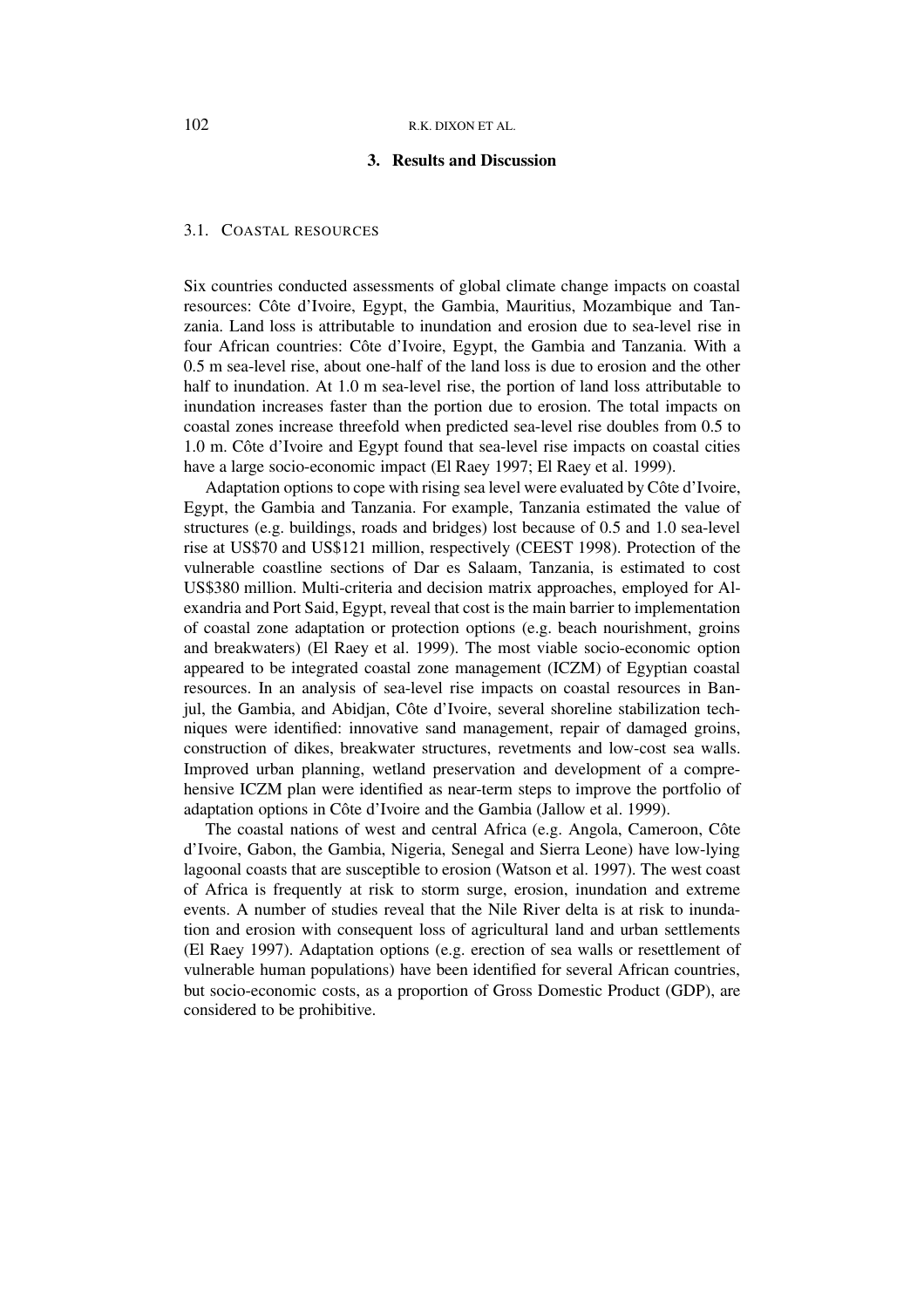## 3. Results and Discussion

### 3.1. Coastal resources

Six countries conducted assessments of global climate change impacts on coastal resources: Côte d'Ivoire, Egypt, the Gambia, Mauritius, Mozambique and Tanzania. Land loss is attributable to inundation and erosion due to sea-level rise in four African countries: Côte d'Ivoire, Egypt, the Gambia and Tanzania. With a 0.5 m sea-level rise, about one-half of the land loss is due to erosion and the other half to inundation. At 1.0 m sea-level rise, the portion of land loss attributable to inundation increases faster than the portion due to erosion. The total impacts on coastal zones increase threefold when predicted sea-level rise doubles from 0.5 to 1.0 m. Côte d'Ivoire and Egypt found that sea-level rise impacts on coastal cities have a large socio-economic impact (El Raey 1997; El Raey et al. 1999).

Adaptation options to cope with rising sea level were evaluated by Côte d'Ivoire, Egypt, the Gambia and Tanzania. For example, Tanzania estimated the value of structures (e.g. buildings, roads and bridges) lost because of 0.5 and 1.0 sea-level rise at US$70 and US$121 million, respectively (CEEST 1998). Protection of the vulnerable coastline sections of Dar es Salaam, Tanzania, is estimated to cost US$380 million. Multi-criteria and decision matrix approaches, employed for Alexandria and Port Said, Egypt, reveal that cost is the main barrier to implementation of coastal zone adaptation or protection options (e.g. beach nourishment, groins and breakwaters) (El Raey et al. 1999). The most viable socio-economic option appeared to be integrated coastal zone management (ICZM) of Egyptian coastal resources. In an analysis of sea-level rise impacts on coastal resources in Banjul, the Gambia, and Abidjan, Côte d'Ivoire, several shoreline stabilization techniques were identified: innovative sand management, repair of damaged groins, construction of dikes, breakwater structures, revetments and low-cost sea walls. Improved urban planning, wetland preservation and development of a comprehensive ICZM plan were identified as near-term steps to improve the portfolio of adaptation options in Côte d'Ivoire and the Gambia (Jallow et al. 1999).

The coastal nations of west and central Africa (e.g. Angola, Cameroon, Côte d'Ivoire, Gabon, the Gambia, Nigeria, Senegal and Sierra Leone) have low-lying lagoonal coasts that are susceptible to erosion (Watson et al. 1997). The west coast of Africa is frequently at risk to storm surge, erosion, inundation and extreme events. A number of studies reveal that the Nile River delta is at risk to inundation and erosion with consequent loss of agricultural land and urban settlements (El Raey 1997). Adaptation options (e.g. erection of sea walls or resettlement of vulnerable human populations) have been identified for several African countries, but socio-economic costs, as a proportion of Gross Domestic Product (GDP), are considered to be prohibitive.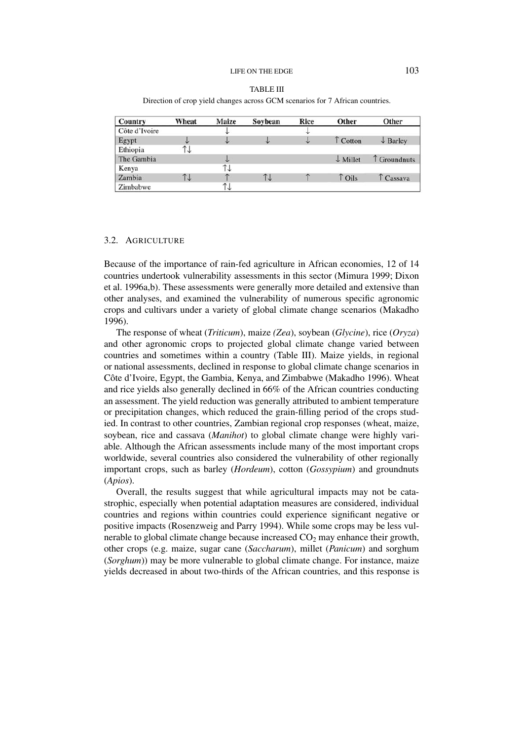TABLE III

Direction of crop yield changes across GCM scenarios for 7 African countries.

| Country | Wheat | Maize | Soybean | Rice | Other | Other |
|---|---|---|---|---|---|---|
| Côte d'Ivoire | | ↓ | | ↓ | | |
| Egypt | ↓ | ↓ | ↓ | ↓ | ↑ Cotton | ↓ Barley |
| Ethiopia | ↑↓ | | | | | |
| The Gambia | | ↓ | | | ↓ Millet | ↑ Groundnuts |
| Kenya | | ↑↓ | | | | |
| Zambia | ↑↓ | ↑ | ↑↓ | ↑ | ↑ Oils | ↑ Cassava |
| Zimbabwe | | ↑↓ | | | | |

### 3.2. Agriculture

Because of the importance of rain-fed agriculture in African economies, 12 of 14 countries undertook vulnerability assessments in this sector (Mimura 1999; Dixon et al. 1996a,b). These assessments were generally more detailed and extensive than other analyses, and examined the vulnerability of numerous specific agronomic crops and cultivars under a variety of global climate change scenarios (Makadho 1996).

The response of wheat (*Triticum*), maize *(Zea)*, soybean (*Glycine*), rice (*Oryza*) and other agronomic crops to projected global climate change varied between countries and sometimes within a country (Table III). Maize yields, in regional or national assessments, declined in response to global climate change scenarios in Côte d'Ivoire, Egypt, the Gambia, Kenya, and Zimbabwe (Makadho 1996). Wheat and rice yields also generally declined in 66% of the African countries conducting an assessment. The yield reduction was generally attributed to ambient temperature or precipitation changes, which reduced the grain-filling period of the crops studied. In contrast to other countries, Zambian regional crop responses (wheat, maize, soybean, rice and cassava (*Manihot*) to global climate change were highly variable. Although the African assessments include many of the most important crops worldwide, several countries also considered the vulnerability of other regionally important crops, such as barley (*Hordeum*), cotton (*Gossypium*) and groundnuts (*Apios*).

Overall, the results suggest that while agricultural impacts may not be catastrophic, especially when potential adaptation measures are considered, individual countries and regions within countries could experience significant negative or positive impacts (Rosenzweig and Parry 1994). While some crops may be less vulnerable to global climate change because increased $CO_2$ may enhance their growth, other crops (e.g. maize, sugar cane (*Saccharum*), millet (*Panicum*) and sorghum (*Sorghum*)) may be more vulnerable to global climate change. For instance, maize yields decreased in about two-thirds of the African countries, and this response is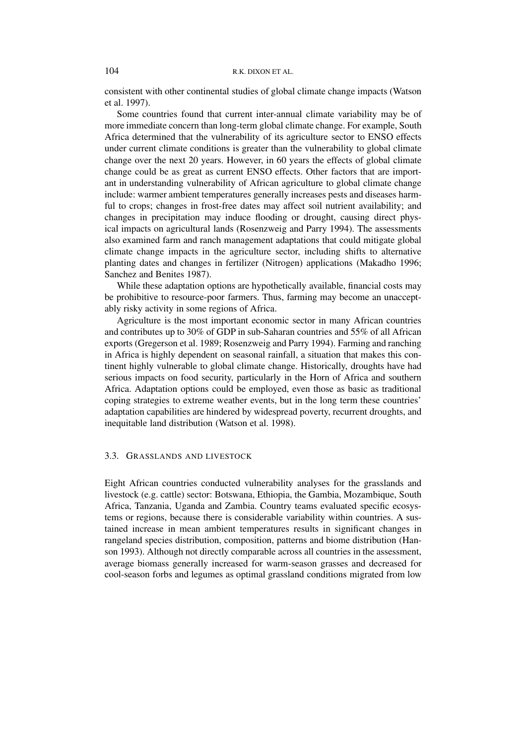consistent with other continental studies of global climate change impacts (Watson et al. 1997).

Some countries found that current inter-annual climate variability may be of more immediate concern than long-term global climate change. For example, South Africa determined that the vulnerability of its agriculture sector to ENSO effects under current climate conditions is greater than the vulnerability to global climate change over the next 20 years. However, in 60 years the effects of global climate change could be as great as current ENSO effects. Other factors that are important in understanding vulnerability of African agriculture to global climate change include: warmer ambient temperatures generally increases pests and diseases harmful to crops; changes in frost-free dates may affect soil nutrient availability; and changes in precipitation may induce flooding or drought, causing direct physical impacts on agricultural lands (Rosenzweig and Parry 1994). The assessments also examined farm and ranch management adaptations that could mitigate global climate change impacts in the agriculture sector, including shifts to alternative planting dates and changes in fertilizer (Nitrogen) applications (Makadho 1996; Sanchez and Benites 1987).

While these adaptation options are hypothetically available, financial costs may be prohibitive to resource-poor farmers. Thus, farming may become an unacceptably risky activity in some regions of Africa.

Agriculture is the most important economic sector in many African countries and contributes up to 30% of GDP in sub-Saharan countries and 55% of all African exports (Gregerson et al. 1989; Rosenzweig and Parry 1994). Farming and ranching in Africa is highly dependent on seasonal rainfall, a situation that makes this continent highly vulnerable to global climate change. Historically, droughts have had serious impacts on food security, particularly in the Horn of Africa and southern Africa. Adaptation options could be employed, even those as basic as traditional coping strategies to extreme weather events, but in the long term these countries' adaptation capabilities are hindered by widespread poverty, recurrent droughts, and inequitable land distribution (Watson et al. 1998).

### 3.3. Grasslands and Livestock

Eight African countries conducted vulnerability analyses for the grasslands and livestock (e.g. cattle) sector: Botswana, Ethiopia, the Gambia, Mozambique, South Africa, Tanzania, Uganda and Zambia. Country teams evaluated specific ecosystems or regions, because there is considerable variability within countries. A sustained increase in mean ambient temperatures results in significant changes in rangeland species distribution, composition, patterns and biome distribution (Hanson 1993). Although not directly comparable across all countries in the assessment, average biomass generally increased for warm-season grasses and decreased for cool-season forbs and legumes as optimal grassland conditions migrated from low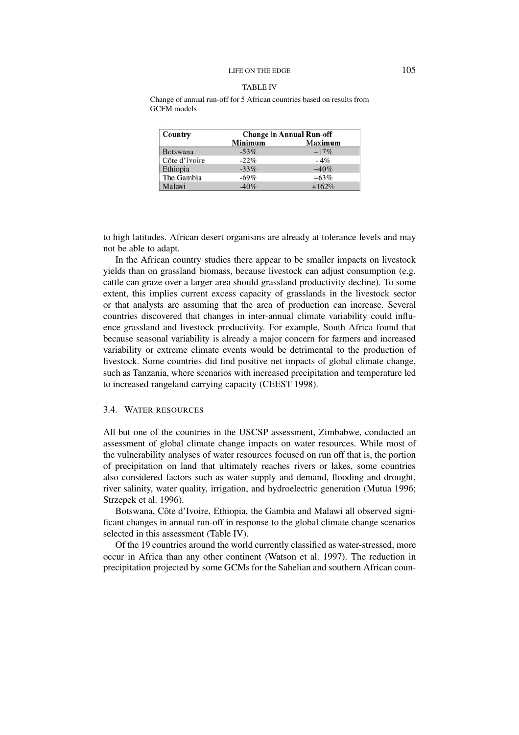TABLE IV

Change of annual run-off for 5 African countries based on results from GCFM models

| Country | Change in Annual Run-off | |
|---|---|---|
| | Minimum | Maximum |
| Botswana | -53% | +17% |
| Côte d'Ivoire | -22% | - 4% |
| Ethiopia | -33% | +40% |
| The Gambia | -69% | +63% |
| Malawi | -40% | +162% |

to high latitudes. African desert organisms are already at tolerance levels and may not be able to adapt.

In the African country studies there appear to be smaller impacts on livestock yields than on grassland biomass, because livestock can adjust consumption (e.g. cattle can graze over a larger area should grassland productivity decline). To some extent, this implies current excess capacity of grasslands in the livestock sector or that analysts are assuming that the area of production can increase. Several countries discovered that changes in inter-annual climate variability could influence grassland and livestock productivity. For example, South Africa found that because seasonal variability is already a major concern for farmers and increased variability or extreme climate events would be detrimental to the production of livestock. Some countries did find positive net impacts of global climate change, such as Tanzania, where scenarios with increased precipitation and temperature led to increased rangeland carrying capacity (CEEST 1998).

### 3.4. Water Resources

All but one of the countries in the USCSP assessment, Zimbabwe, conducted an assessment of global climate change impacts on water resources. While most of the vulnerability analyses of water resources focused on run off that is, the portion of precipitation on land that ultimately reaches rivers or lakes, some countries also considered factors such as water supply and demand, flooding and drought, river salinity, water quality, irrigation, and hydroelectric generation (Mutua 1996; Strzepek et al. 1996).

Botswana, Côte d'Ivoire, Ethiopia, the Gambia and Malawi all observed significant changes in annual run-off in response to the global climate change scenarios selected in this assessment (Table IV).

Of the 19 countries around the world currently classified as water-stressed, more occur in Africa than any other continent (Watson et al. 1997). The reduction in precipitation projected by some GCMs for the Sahelian and southern African coun-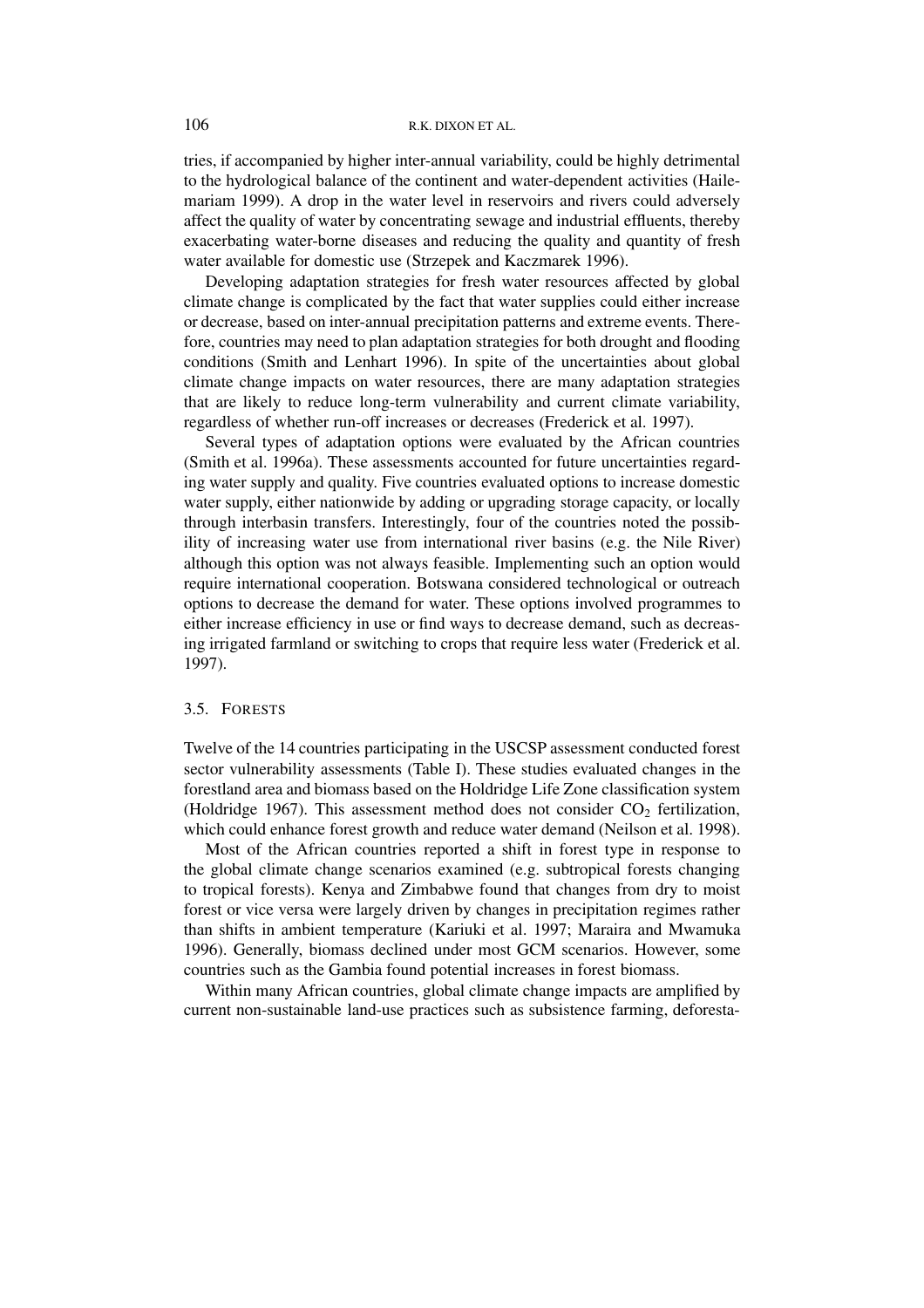tries, if accompanied by higher inter-annual variability, could be highly detrimental to the hydrological balance of the continent and water-dependent activities (Hailemariam 1999). A drop in the water level in reservoirs and rivers could adversely affect the quality of water by concentrating sewage and industrial effluents, thereby exacerbating water-borne diseases and reducing the quality and quantity of fresh water available for domestic use (Strzepek and Kaczmarek 1996).

Developing adaptation strategies for fresh water resources affected by global climate change is complicated by the fact that water supplies could either increase or decrease, based on inter-annual precipitation patterns and extreme events. Therefore, countries may need to plan adaptation strategies for both drought and flooding conditions (Smith and Lenhart 1996). In spite of the uncertainties about global climate change impacts on water resources, there are many adaptation strategies that are likely to reduce long-term vulnerability and current climate variability, regardless of whether run-off increases or decreases (Frederick et al. 1997).

Several types of adaptation options were evaluated by the African countries (Smith et al. 1996a). These assessments accounted for future uncertainties regarding water supply and quality. Five countries evaluated options to increase domestic water supply, either nationwide by adding or upgrading storage capacity, or locally through interbasin transfers. Interestingly, four of the countries noted the possibility of increasing water use from international river basins (e.g. the Nile River) although this option was not always feasible. Implementing such an option would require international cooperation. Botswana considered technological or outreach options to decrease the demand for water. These options involved programmes to either increase efficiency in use or find ways to decrease demand, such as decreasing irrigated farmland or switching to crops that require less water (Frederick et al. 1997).

### 3.5. Forests

Twelve of the 14 countries participating in the USCSP assessment conducted forest sector vulnerability assessments (Table I). These studies evaluated changes in the forestland area and biomass based on the Holdridge Life Zone classification system (Holdridge 1967). This assessment method does not consider $CO_2$ fertilization, which could enhance forest growth and reduce water demand (Neilson et al. 1998).

Most of the African countries reported a shift in forest type in response to the global climate change scenarios examined (e.g. subtropical forests changing to tropical forests). Kenya and Zimbabwe found that changes from dry to moist forest or vice versa were largely driven by changes in precipitation regimes rather than shifts in ambient temperature (Kariuki et al. 1997; Maraira and Mwamuka 1996). Generally, biomass declined under most GCM scenarios. However, some countries such as the Gambia found potential increases in forest biomass.

Within many African countries, global climate change impacts are amplified by current non-sustainable land-use practices such as subsistence farming, deforesta-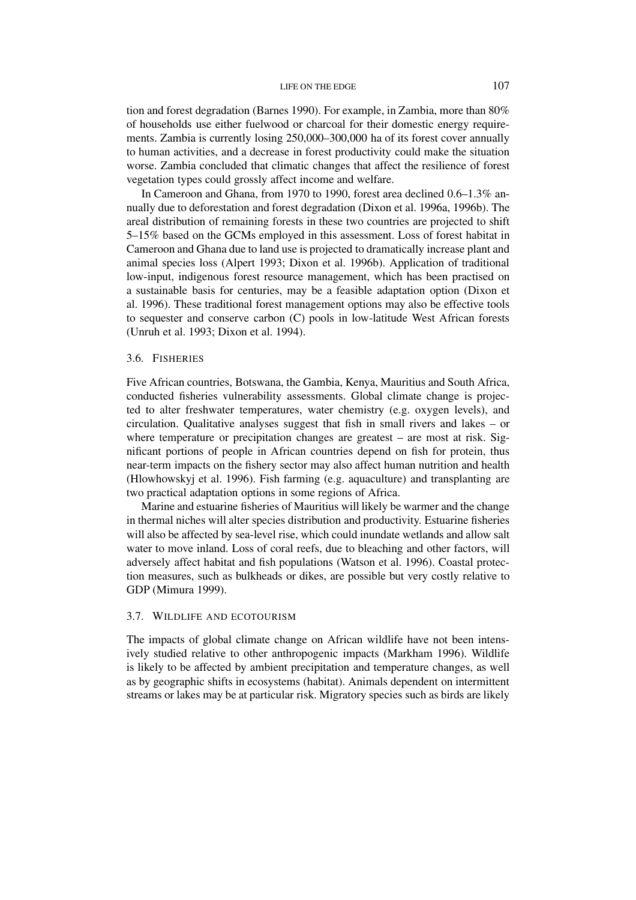tion and forest degradation (Barnes 1990). For example, in Zambia, more than 80% of households use either fuelwood or charcoal for their domestic energy requirements. Zambia is currently losing 250,000–300,000 ha of its forest cover annually to human activities, and a decrease in forest productivity could make the situation worse. Zambia concluded that climatic changes that affect the resilience of forest vegetation types could grossly affect income and welfare.

In Cameroon and Ghana, from 1970 to 1990, forest area declined 0.6–1.3% annually due to deforestation and forest degradation (Dixon et al. 1996a, 1996b). The areal distribution of remaining forests in these two countries are projected to shift 5–15% based on the GCMs employed in this assessment. Loss of forest habitat in Cameroon and Ghana due to land use is projected to dramatically increase plant and animal species loss (Alpert 1993; Dixon et al. 1996b). Application of traditional low-input, indigenous forest resource management, which has been practised on a sustainable basis for centuries, may be a feasible adaptation option (Dixon et al. 1996). These traditional forest management options may also be effective tools to sequester and conserve carbon (C) pools in low-latitude West African forests (Unruh et al. 1993; Dixon et al. 1994).

### 3.6. Fisheries

Five African countries, Botswana, the Gambia, Kenya, Mauritius and South Africa, conducted fisheries vulnerability assessments. Global climate change is projected to alter freshwater temperatures, water chemistry (e.g. oxygen levels), and circulation. Qualitative analyses suggest that fish in small rivers and lakes – or where temperature or precipitation changes are greatest – are most at risk. Significant portions of people in African countries depend on fish for protein, thus near-term impacts on the fishery sector may also affect human nutrition and health (Hlowhowskyj et al. 1996). Fish farming (e.g. aquaculture) and transplanting are two practical adaptation options in some regions of Africa.

Marine and estuarine fisheries of Mauritius will likely be warmer and the change in thermal niches will alter species distribution and productivity. Estuarine fisheries will also be affected by sea-level rise, which could inundate wetlands and allow salt water to move inland. Loss of coral reefs, due to bleaching and other factors, will adversely affect habitat and fish populations (Watson et al. 1996). Coastal protection measures, such as bulkheads or dikes, are possible but very costly relative to GDP (Mimura 1999).

### 3.7. Wildlife and ecotourism

The impacts of global climate change on African wildlife have not been intensively studied relative to other anthropogenic impacts (Markham 1996). Wildlife is likely to be affected by ambient precipitation and temperature changes, as well as by geographic shifts in ecosystems (habitat). Animals dependent on intermittent streams or lakes may be at particular risk. Migratory species such as birds are likely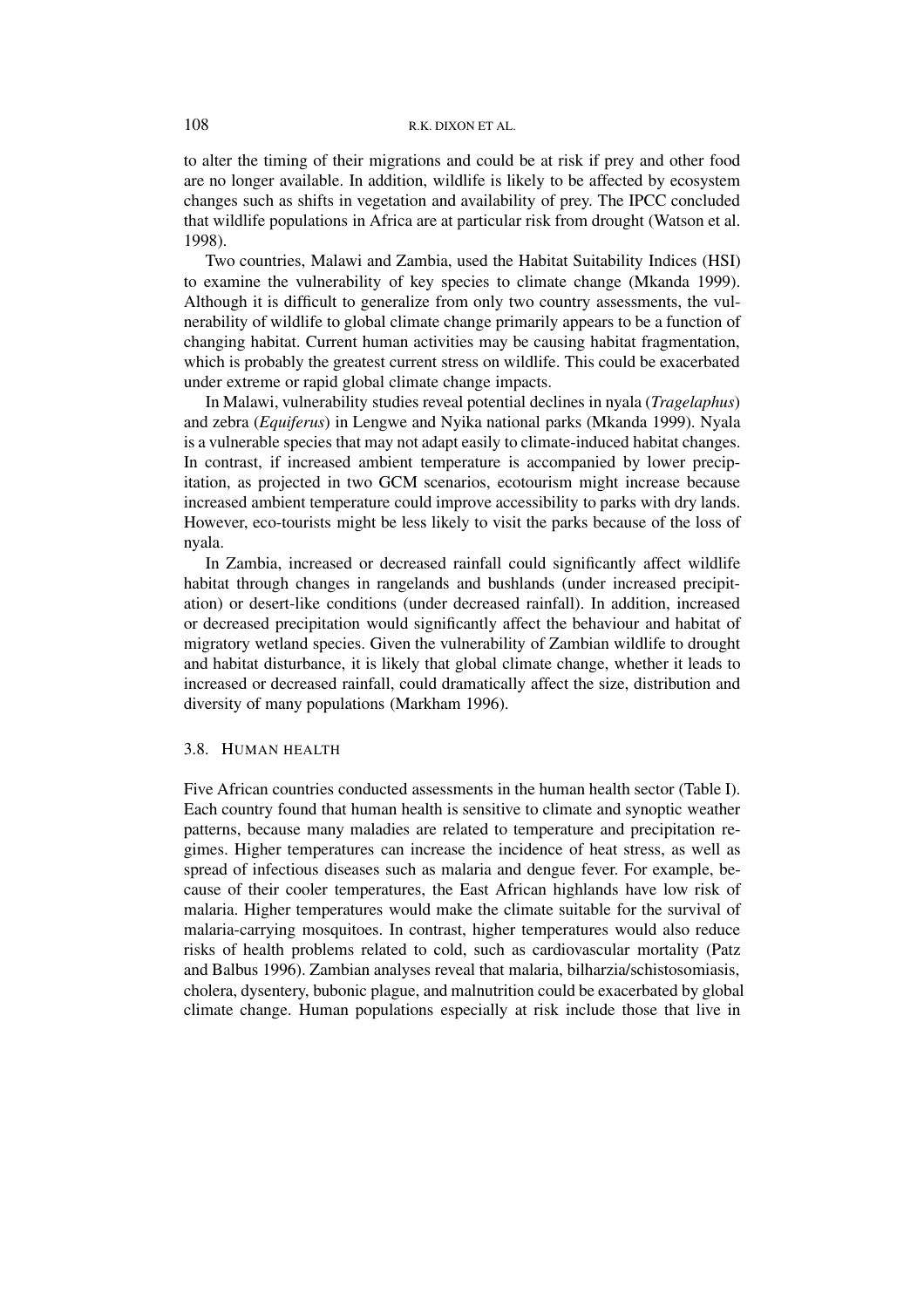to alter the timing of their migrations and could be at risk if prey and other food are no longer available. In addition, wildlife is likely to be affected by ecosystem changes such as shifts in vegetation and availability of prey. The IPCC concluded that wildlife populations in Africa are at particular risk from drought (Watson et al. 1998).

Two countries, Malawi and Zambia, used the Habitat Suitability Indices (HSI) to examine the vulnerability of key species to climate change (Mkanda 1999). Although it is difficult to generalize from only two country assessments, the vulnerability of wildlife to global climate change primarily appears to be a function of changing habitat. Current human activities may be causing habitat fragmentation, which is probably the greatest current stress on wildlife. This could be exacerbated under extreme or rapid global climate change impacts.

In Malawi, vulnerability studies reveal potential declines in nyala (*Tragelaphus*) and zebra (*Equiferus*) in Lengwe and Nyika national parks (Mkanda 1999). Nyala is a vulnerable species that may not adapt easily to climate-induced habitat changes. In contrast, if increased ambient temperature is accompanied by lower precipitation, as projected in two GCM scenarios, ecotourism might increase because increased ambient temperature could improve accessibility to parks with dry lands. However, eco-tourists might be less likely to visit the parks because of the loss of nyala.

In Zambia, increased or decreased rainfall could significantly affect wildlife habitat through changes in rangelands and bushlands (under increased precipitation) or desert-like conditions (under decreased rainfall). In addition, increased or decreased precipitation would significantly affect the behaviour and habitat of migratory wetland species. Given the vulnerability of Zambian wildlife to drought and habitat disturbance, it is likely that global climate change, whether it leads to increased or decreased rainfall, could dramatically affect the size, distribution and diversity of many populations (Markham 1996).

### 3.8. Human Health

Five African countries conducted assessments in the human health sector (Table I). Each country found that human health is sensitive to climate and synoptic weather patterns, because many maladies are related to temperature and precipitation regimes. Higher temperatures can increase the incidence of heat stress, as well as spread of infectious diseases such as malaria and dengue fever. For example, because of their cooler temperatures, the East African highlands have low risk of malaria. Higher temperatures would make the climate suitable for the survival of malaria-carrying mosquitoes. In contrast, higher temperatures would also reduce risks of health problems related to cold, such as cardiovascular mortality (Patz and Balbus 1996). Zambian analyses reveal that malaria, bilharzia/schistosomiasis, cholera, dysentery, bubonic plague, and malnutrition could be exacerbated by global climate change. Human populations especially at risk include those that live in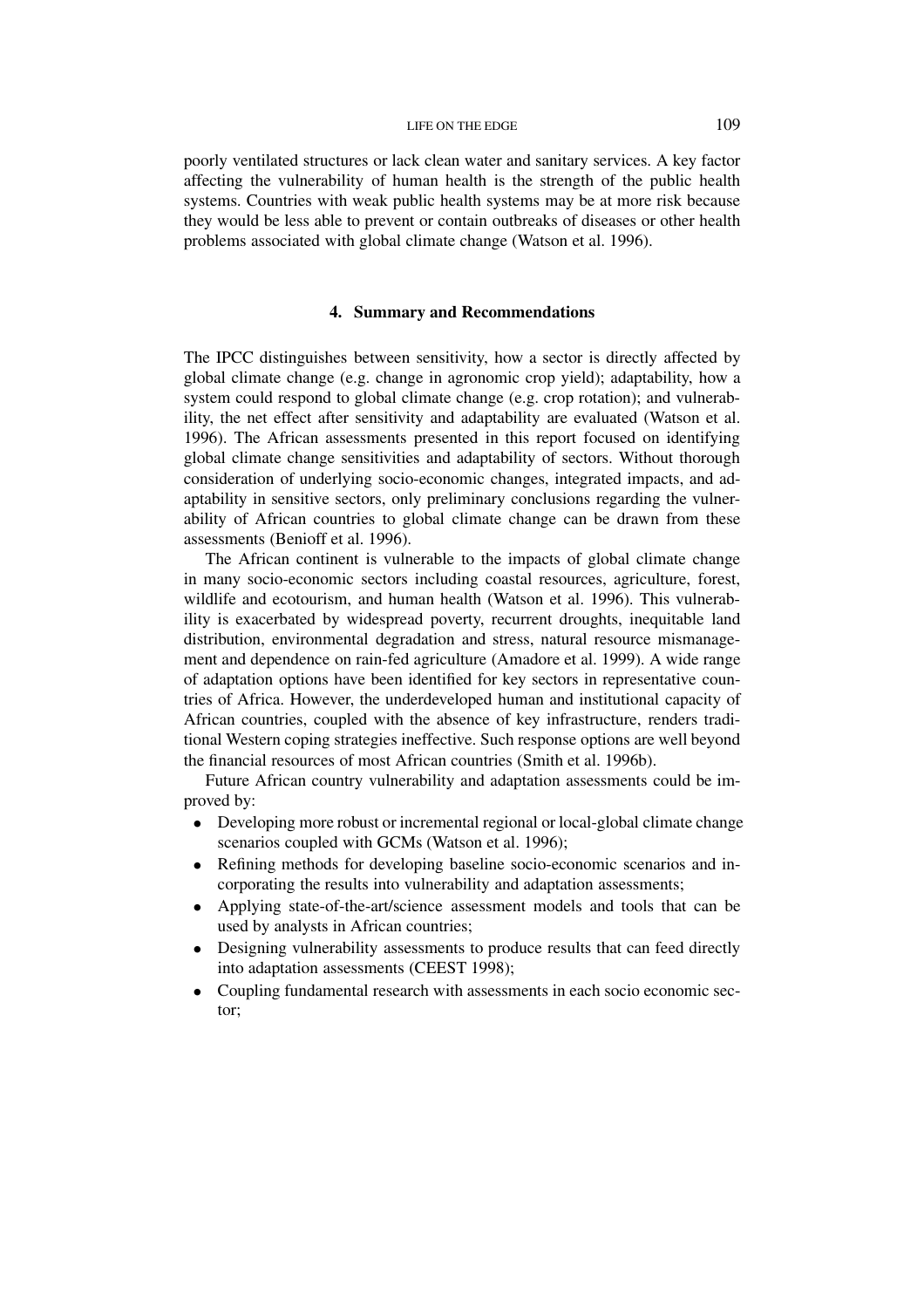poorly ventilated structures or lack clean water and sanitary services. A key factor affecting the vulnerability of human health is the strength of the public health systems. Countries with weak public health systems may be at more risk because they would be less able to prevent or contain outbreaks of diseases or other health problems associated with global climate change (Watson et al. 1996).

## 4. Summary and Recommendations

The IPCC distinguishes between sensitivity, how a sector is directly affected by global climate change (e.g. change in agronomic crop yield); adaptability, how a system could respond to global climate change (e.g. crop rotation); and vulnerability, the net effect after sensitivity and adaptability are evaluated (Watson et al. 1996). The African assessments presented in this report focused on identifying global climate change sensitivities and adaptability of sectors. Without thorough consideration of underlying socio-economic changes, integrated impacts, and adaptability in sensitive sectors, only preliminary conclusions regarding the vulnerability of African countries to global climate change can be drawn from these assessments (Benioff et al. 1996).

The African continent is vulnerable to the impacts of global climate change in many socio-economic sectors including coastal resources, agriculture, forest, wildlife and ecotourism, and human health (Watson et al. 1996). This vulnerability is exacerbated by widespread poverty, recurrent droughts, inequitable land distribution, environmental degradation and stress, natural resource mismanagement and dependence on rain-fed agriculture (Amadore et al. 1999). A wide range of adaptation options have been identified for key sectors in representative countries of Africa. However, the underdeveloped human and institutional capacity of African countries, coupled with the absence of key infrastructure, renders traditional Western coping strategies ineffective. Such response options are well beyond the financial resources of most African countries (Smith et al. 1996b).

Future African country vulnerability and adaptation assessments could be improved by:

- Developing more robust or incremental regional or local-global climate change scenarios coupled with GCMs (Watson et al. 1996);
- Refining methods for developing baseline socio-economic scenarios and incorporating the results into vulnerability and adaptation assessments;
- Applying state-of-the-art/science assessment models and tools that can be used by analysts in African countries;
- Designing vulnerability assessments to produce results that can feed directly into adaptation assessments (CEEST 1998);
- Coupling fundamental research with assessments in each socio economic sector;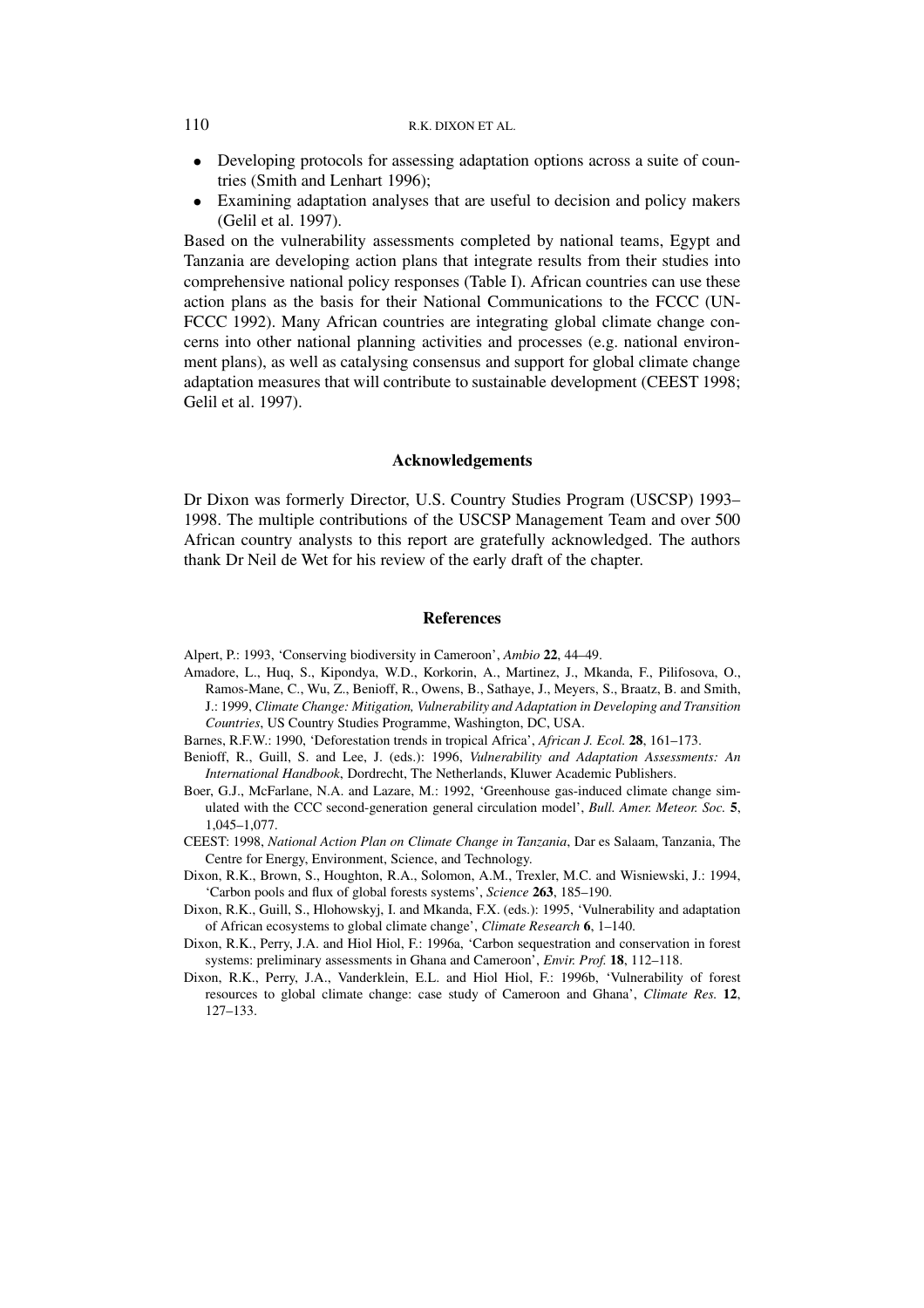- Developing protocols for assessing adaptation options across a suite of countries (Smith and Lenhart 1996);
- Examining adaptation analyses that are useful to decision and policy makers (Gelil et al. 1997).

Based on the vulnerability assessments completed by national teams, Egypt and Tanzania are developing action plans that integrate results from their studies into comprehensive national policy responses (Table I). African countries can use these action plans as the basis for their National Communications to the FCCC (UNFCCC 1992). Many African countries are integrating global climate change concerns into other national planning activities and processes (e.g. national environment plans), as well as catalysing consensus and support for global climate change adaptation measures that will contribute to sustainable development (CEEST 1998; Gelil et al. 1997).

## Acknowledgements

Dr Dixon was formerly Director, U.S. Country Studies Program (USCSP) 1993–1998. The multiple contributions of the USCSP Management Team and over 500 African country analysts to this report are gratefully acknowledged. The authors thank Dr Neil de Wet for his review of the early draft of the chapter.

## References

Alpert, P.: 1993, 'Conserving biodiversity in Cameroon', *Ambio* **22**, 44–49.

Amadore, L., Huq, S., Kipondya, W.D., Korkorin, A., Martinez, J., Mkanda, F., Pilifosova, O., Ramos-Mane, C., Wu, Z., Benioff, R., Owens, B., Sathaye, J., Meyers, S., Braatz, B. and Smith, J.: 1999, *Climate Change: Mitigation, Vulnerability and Adaptation in Developing and Transition Countries*, US Country Studies Programme, Washington, DC, USA.

Barnes, R.F.W.: 1990, 'Deforestation trends in tropical Africa', *African J. Ecol.* **28**, 161–173.

Benioff, R., Guill, S. and Lee, J. (eds.): 1996, *Vulnerability and Adaptation Assessments: An International Handbook*, Dordrecht, The Netherlands, Kluwer Academic Publishers.

Boer, G.J., McFarlane, N.A. and Lazare, M.: 1992, 'Greenhouse gas-induced climate change simulated with the CCC second-generation general circulation model', *Bull. Amer. Meteor. Soc.* **5**, 1,045–1,077.

CEEST: 1998, *National Action Plan on Climate Change in Tanzania*, Dar es Salaam, Tanzania, The Centre for Energy, Environment, Science, and Technology.

Dixon, R.K., Brown, S., Houghton, R.A., Solomon, A.M., Trexler, M.C. and Wisniewski, J.: 1994, 'Carbon pools and flux of global forests systems', *Science* **263**, 185–190.

Dixon, R.K., Guill, S., Hlohowskyj, I. and Mkanda, F.X. (eds.): 1995, 'Vulnerability and adaptation of African ecosystems to global climate change', *Climate Research* **6**, 1–140.

Dixon, R.K., Perry, J.A. and Hiol Hiol, F.: 1996a, 'Carbon sequestration and conservation in forest systems: preliminary assessments in Ghana and Cameroon', *Envir. Prof.* **18**, 112–118.

Dixon, R.K., Perry, J.A., Vanderklein, E.L. and Hiol Hiol, F.: 1996b, 'Vulnerability of forest resources to global climate change: case study of Cameroon and Ghana', *Climate Res.* **12**, 127–133.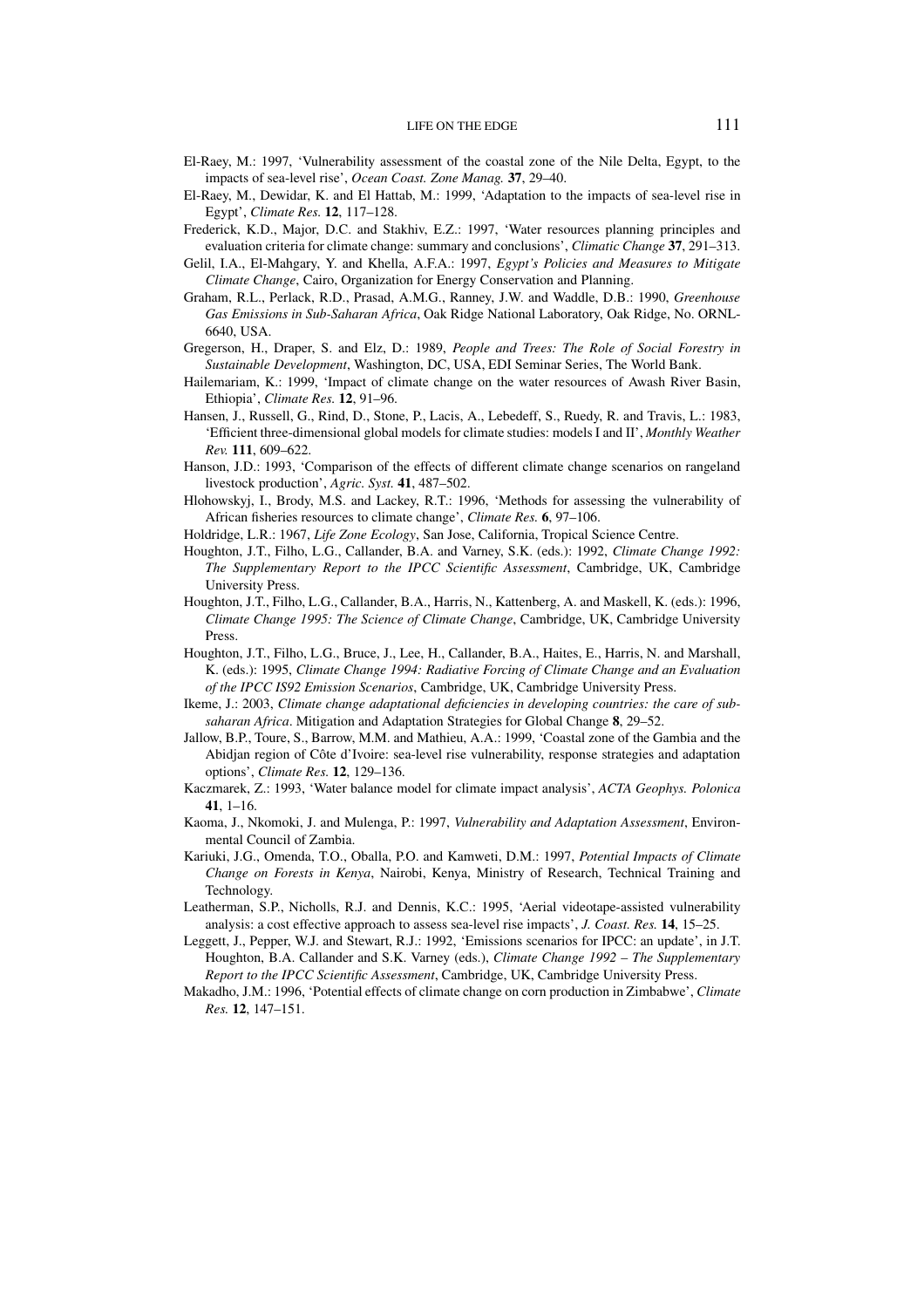El-Raey, M.: 1997, 'Vulnerability assessment of the coastal zone of the Nile Delta, Egypt, to the impacts of sea-level rise', *Ocean Coast. Zone Manag.* **37**, 29–40.

El-Raey, M., Dewidar, K. and El Hattab, M.: 1999, 'Adaptation to the impacts of sea-level rise in Egypt', *Climate Res.* **12**, 117–128.

Frederick, K.D., Major, D.C. and Stakhiv, E.Z.: 1997, 'Water resources planning principles and evaluation criteria for climate change: summary and conclusions', *Climatic Change* **37**, 291–313.

Gelil, I.A., El-Mahgary, Y. and Khella, A.F.A.: 1997, *Egypt's Policies and Measures to Mitigate Climate Change*, Cairo, Organization for Energy Conservation and Planning.

Graham, R.L., Perlack, R.D., Prasad, A.M.G., Ranney, J.W. and Waddle, D.B.: 1990, *Greenhouse Gas Emissions in Sub-Saharan Africa*, Oak Ridge National Laboratory, Oak Ridge, No. ORNL-6640, USA.

Gregerson, H., Draper, S. and Elz, D.: 1989, *People and Trees: The Role of Social Forestry in Sustainable Development*, Washington, DC, USA, EDI Seminar Series, The World Bank.

Hailemariam, K.: 1999, 'Impact of climate change on the water resources of Awash River Basin, Ethiopia', *Climate Res.* **12**, 91–96.

Hansen, J., Russell, G., Rind, D., Stone, P., Lacis, A., Lebedeff, S., Ruedy, R. and Travis, L.: 1983, 'Efficient three-dimensional global models for climate studies: models I and II', *Monthly Weather Rev.* **111**, 609–622.

Hanson, J.D.: 1993, 'Comparison of the effects of different climate change scenarios on rangeland livestock production', *Agric. Syst.* **41**, 487–502.

Hlohowskyj, I., Brody, M.S. and Lackey, R.T.: 1996, 'Methods for assessing the vulnerability of African fisheries resources to climate change', *Climate Res.* **6**, 97–106.

Holdridge, L.R.: 1967, *Life Zone Ecology*, San Jose, California, Tropical Science Centre.

Houghton, J.T., Filho, L.G., Callander, B.A. and Varney, S.K. (eds.): 1992, *Climate Change 1992: The Supplementary Report to the IPCC Scientific Assessment*, Cambridge, UK, Cambridge University Press.

Houghton, J.T., Filho, L.G., Callander, B.A., Harris, N., Kattenberg, A. and Maskell, K. (eds.): 1996, *Climate Change 1995: The Science of Climate Change*, Cambridge, UK, Cambridge University Press.

Houghton, J.T., Filho, L.G., Bruce, J., Lee, H., Callander, B.A., Haites, E., Harris, N. and Marshall, K. (eds.): 1995, *Climate Change 1994: Radiative Forcing of Climate Change and an Evaluation of the IPCC IS92 Emission Scenarios*, Cambridge, UK, Cambridge University Press.

Ikeme, J.: 2003, *Climate change adaptational deficiencies in developing countries: the care of sub-saharan Africa*. Mitigation and Adaptation Strategies for Global Change **8**, 29–52.

Jallow, B.P., Toure, S., Barrow, M.M. and Mathieu, A.A.: 1999, 'Coastal zone of the Gambia and the Abidjan region of Côte d'Ivoire: sea-level rise vulnerability, response strategies and adaptation options', *Climate Res.* **12**, 129–136.

Kaczmarek, Z.: 1993, 'Water balance model for climate impact analysis', *ACTA Geophys. Polonica* **41**, 1–16.

Kaoma, J., Nkomoki, J. and Mulenga, P.: 1997, *Vulnerability and Adaptation Assessment*, Environmental Council of Zambia.

Kariuki, J.G., Omenda, T.O., Oballa, P.O. and Kamweti, D.M.: 1997, *Potential Impacts of Climate Change on Forests in Kenya*, Nairobi, Kenya, Ministry of Research, Technical Training and Technology.

Leatherman, S.P., Nicholls, R.J. and Dennis, K.C.: 1995, 'Aerial videotape-assisted vulnerability analysis: a cost effective approach to assess sea-level rise impacts', *J. Coast. Res.* **14**, 15–25.

Leggett, J., Pepper, W.J. and Stewart, R.J.: 1992, 'Emissions scenarios for IPCC: an update', in J.T. Houghton, B.A. Callander and S.K. Varney (eds.), *Climate Change 1992 – The Supplementary Report to the IPCC Scientific Assessment*, Cambridge, UK, Cambridge University Press.

Makadho, J.M.: 1996, 'Potential effects of climate change on corn production in Zimbabwe', *Climate Res.* **12**, 147–151.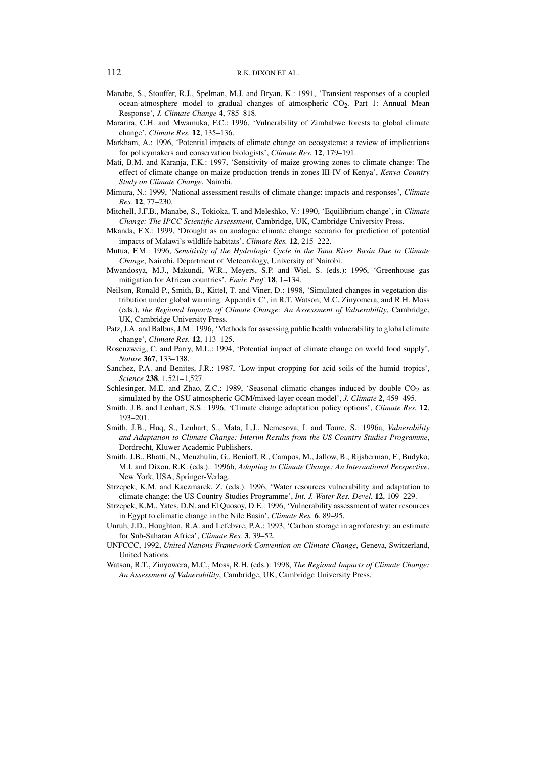Manabe, S., Stouffer, R.J., Spelman, M.J. and Bryan, K.: 1991, 'Transient responses of a coupled ocean-atmosphere model to gradual changes of atmospheric $CO_2$. Part 1: Annual Mean Response', *J. Climate Change* **4**, 785–818.

Mararira, C.H. and Mwamuka, F.C.: 1996, 'Vulnerability of Zimbabwe forests to global climate change', *Climate Res.* **12**, 135–136.

Markham, A.: 1996, 'Potential impacts of climate change on ecosystems: a review of implications for policymakers and conservation biologists', *Climate Res.* **12**, 179–191.

Mati, B.M. and Karanja, F.K.: 1997, 'Sensitivity of maize growing zones to climate change: The effect of climate change on maize production trends in zones III-IV of Kenya', *Kenya Country Study on Climate Change*, Nairobi.

Mimura, N.: 1999, 'National assessment results of climate change: impacts and responses', *Climate Res.* **12**, 77–230.

Mitchell, J.F.B., Manabe, S., Tokioka, T. and Meleshko, V.: 1990, 'Equilibrium change', in *Climate Change: The IPCC Scientific Assessment*, Cambridge, UK, Cambridge University Press.

Mkanda, F.X.: 1999, 'Drought as an analogue climate change scenario for prediction of potential impacts of Malawi's wildlife habitats', *Climate Res.* **12**, 215–222.

Mutua, F.M.: 1996, *Sensitivity of the Hydrologic Cycle in the Tana River Basin Due to Climate Change*, Nairobi, Department of Meteorology, University of Nairobi.

Mwandosya, M.J., Makundi, W.R., Meyers, S.P. and Wiel, S. (eds.): 1996, 'Greenhouse gas mitigation for African countries', *Envir. Prof.* **18**, 1–134.

Neilson, Ronald P., Smith, B., Kittel, T. and Viner, D.: 1998, 'Simulated changes in vegetation distribution under global warming. Appendix C', in R.T. Watson, M.C. Zinyomera, and R.H. Moss (eds.), *the Regional Impacts of Climate Change: An Assessment of Vulnerability*, Cambridge, UK, Cambridge University Press.

Patz, J.A. and Balbus, J.M.: 1996, 'Methods for assessing public health vulnerability to global climate change', *Climate Res.* **12**, 113–125.

Rosenzweig, C. and Parry, M.L.: 1994, 'Potential impact of climate change on world food supply', *Nature* **367**, 133–138.

Sanchez, P.A. and Benites, J.R.: 1987, 'Low-input cropping for acid soils of the humid tropics', *Science* **238**, 1,521–1,527.

Schlesinger, M.E. and Zhao, Z.C.: 1989, 'Seasonal climatic changes induced by double $CO_2$ as simulated by the OSU atmospheric GCM/mixed-layer ocean model', *J. Climate* **2**, 459–495.

Smith, J.B. and Lenhart, S.S.: 1996, 'Climate change adaptation policy options', *Climate Res.* **12**, 193–201.

Smith, J.B., Huq, S., Lenhart, S., Mata, L.J., Nemesova, I. and Toure, S.: 1996a, *Vulnerability and Adaptation to Climate Change: Interim Results from the US Country Studies Programme*, Dordrecht, Kluwer Academic Publishers.

Smith, J.B., Bhatti, N., Menzhulin, G., Benioff, R., Campos, M., Jallow, B., Rijsberman, F., Budyko, M.I. and Dixon, R.K. (eds.).: 1996b, *Adapting to Climate Change: An International Perspective*, New York, USA, Springer-Verlag.

Strzepek, K.M. and Kaczmarek, Z. (eds.): 1996, 'Water resources vulnerability and adaptation to climate change: the US Country Studies Programme', *Int. J. Water Res. Devel.* **12**, 109–229.

Strzepek, K.M., Yates, D.N. and El Quosoy, D.E.: 1996, 'Vulnerability assessment of water resources in Egypt to climatic change in the Nile Basin', *Climate Res.* **6**, 89–95.

Unruh, J.D., Houghton, R.A. and Lefebvre, P.A.: 1993, 'Carbon storage in agroforestry: an estimate for Sub-Saharan Africa', *Climate Res.* **3**, 39–52.

UNFCCC, 1992, *United Nations Framework Convention on Climate Change*, Geneva, Switzerland, United Nations.

Watson, R.T., Zinyowera, M.C., Moss, R.H. (eds.): 1998, *The Regional Impacts of Climate Change: An Assessment of Vulnerability*, Cambridge, UK, Cambridge University Press.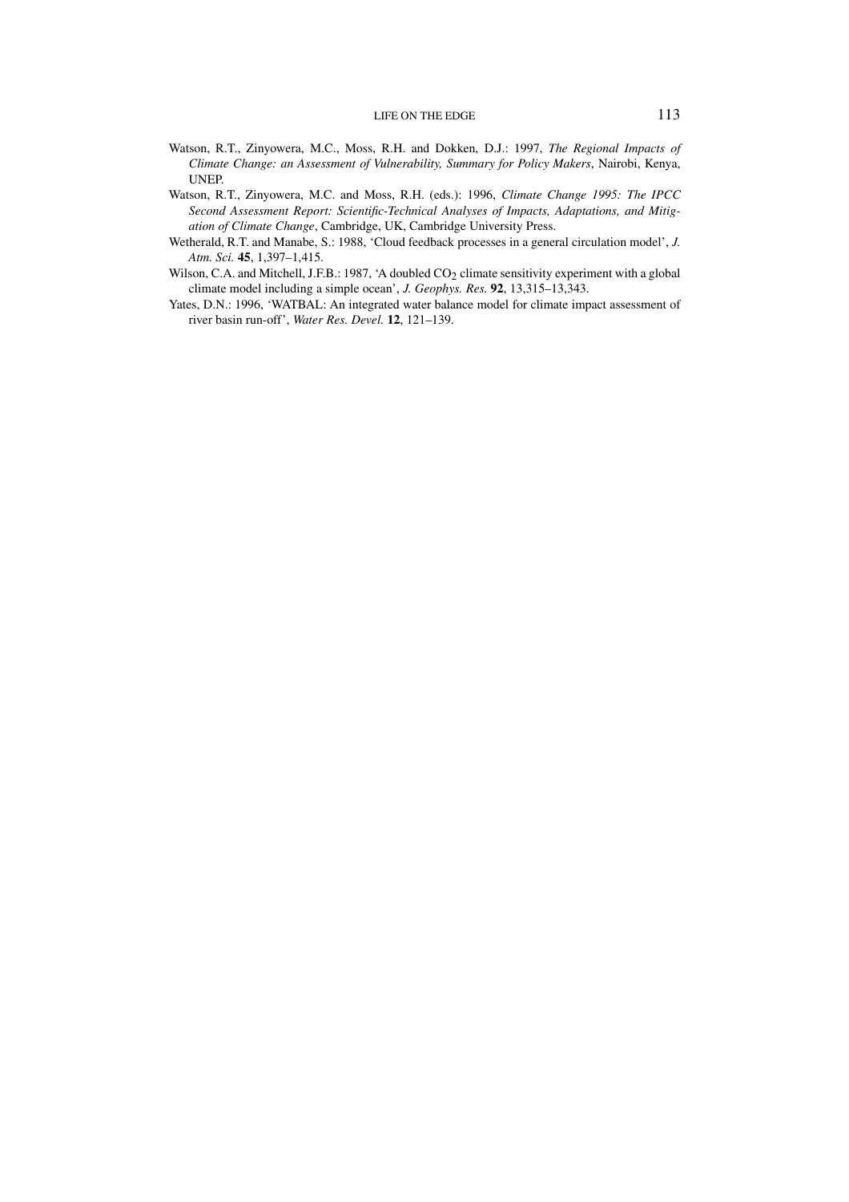Watson, R.T., Zinyowera, M.C., Moss, R.H. and Dokken, D.J.: 1997, *The Regional Impacts of Climate Change: an Assessment of Vulnerability, Summary for Policy Makers*, Nairobi, Kenya, UNEP.

Watson, R.T., Zinyowera, M.C. and Moss, R.H. (eds.): 1996, *Climate Change 1995: The IPCC Second Assessment Report: Scientific-Technical Analyses of Impacts, Adaptations, and Mitigation of Climate Change*, Cambridge, UK, Cambridge University Press.

Wetherald, R.T. and Manabe, S.: 1988, 'Cloud feedback processes in a general circulation model', *J. Atm. Sci.* **45**, 1,397–1,415.

Wilson, C.A. and Mitchell, J.F.B.: 1987, 'A doubled $CO_2$ climate sensitivity experiment with a global climate model including a simple ocean', *J. Geophys. Res.* **92**, 13,315–13,343.

Yates, D.N.: 1996, 'WATBAL: An integrated water balance model for climate impact assessment of river basin run-off', *Water Res. Devel.* **12**, 121–139.